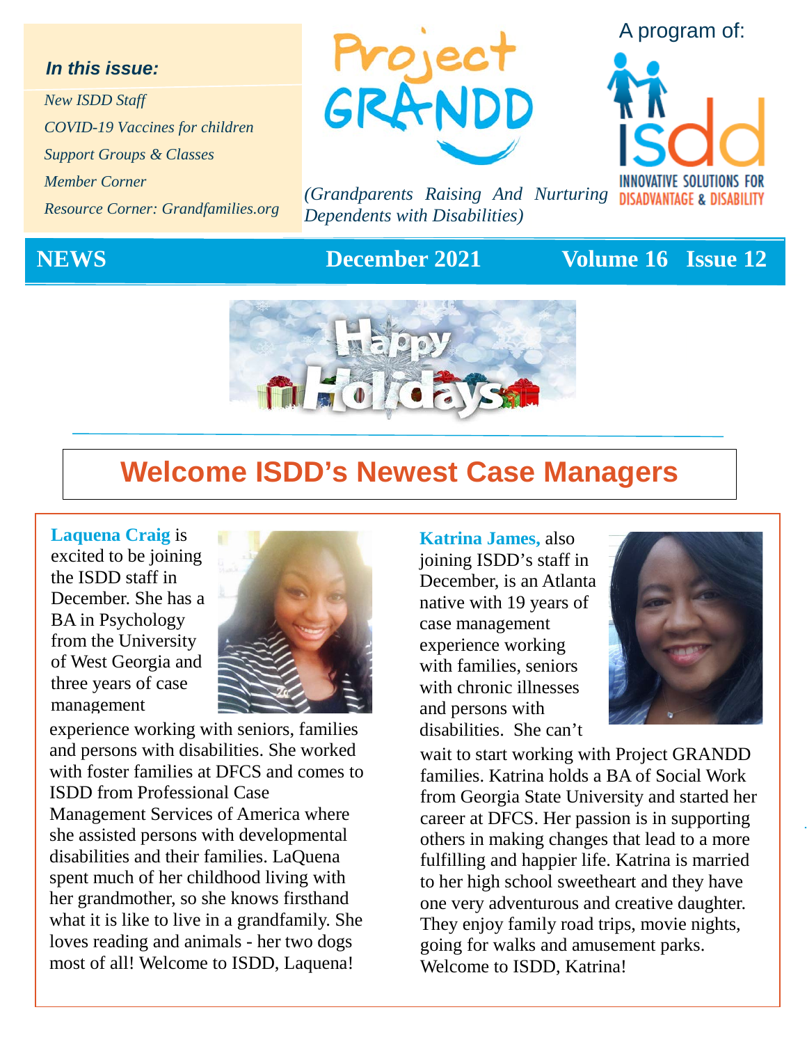***In this issue:***

*New ISDD Staff*

*COVID-19 Vaccines for children*

*Support Groups & Classes*

*Member Corner*

*Resource Corner: Grandfamilies.org*

# Project GRANDD

*(Grandparents Raising And Nurturing Dependents with Disabilities)*

A program of: ISDD — INNOVATIVE SOLUTIONS FOR DISADVANTAGE & DISABILITY

**NEWS** **December 2021** **Volume 16 Issue 12**

Happy Holidays

## Welcome ISDD's Newest Case Managers

**Laquena Craig** is excited to be joining the ISDD staff in December. She has a BA in Psychology from the University of West Georgia and three years of case management experience working with seniors, families and persons with disabilities. She worked with foster families at DFCS and comes to ISDD from Professional Case Management Services of America where she assisted persons with developmental disabilities and their families. LaQuena spent much of her childhood living with her grandmother, so she knows firsthand what it is like to live in a grandfamily. She loves reading and animals - her two dogs most of all! Welcome to ISDD, Laquena!

**Katrina James,** also joining ISDD's staff in December, is an Atlanta native with 19 years of case management experience working with families, seniors with chronic illnesses and persons with disabilities. She can't wait to start working with Project GRANDD families. Katrina holds a BA of Social Work from Georgia State University and started her career at DFCS. Her passion is in supporting others in making changes that lead to a more fulfilling and happier life. Katrina is married to her high school sweetheart and they have one very adventurous and creative daughter. They enjoy family road trips, movie nights, going for walks and amusement parks. Welcome to ISDD, Katrina!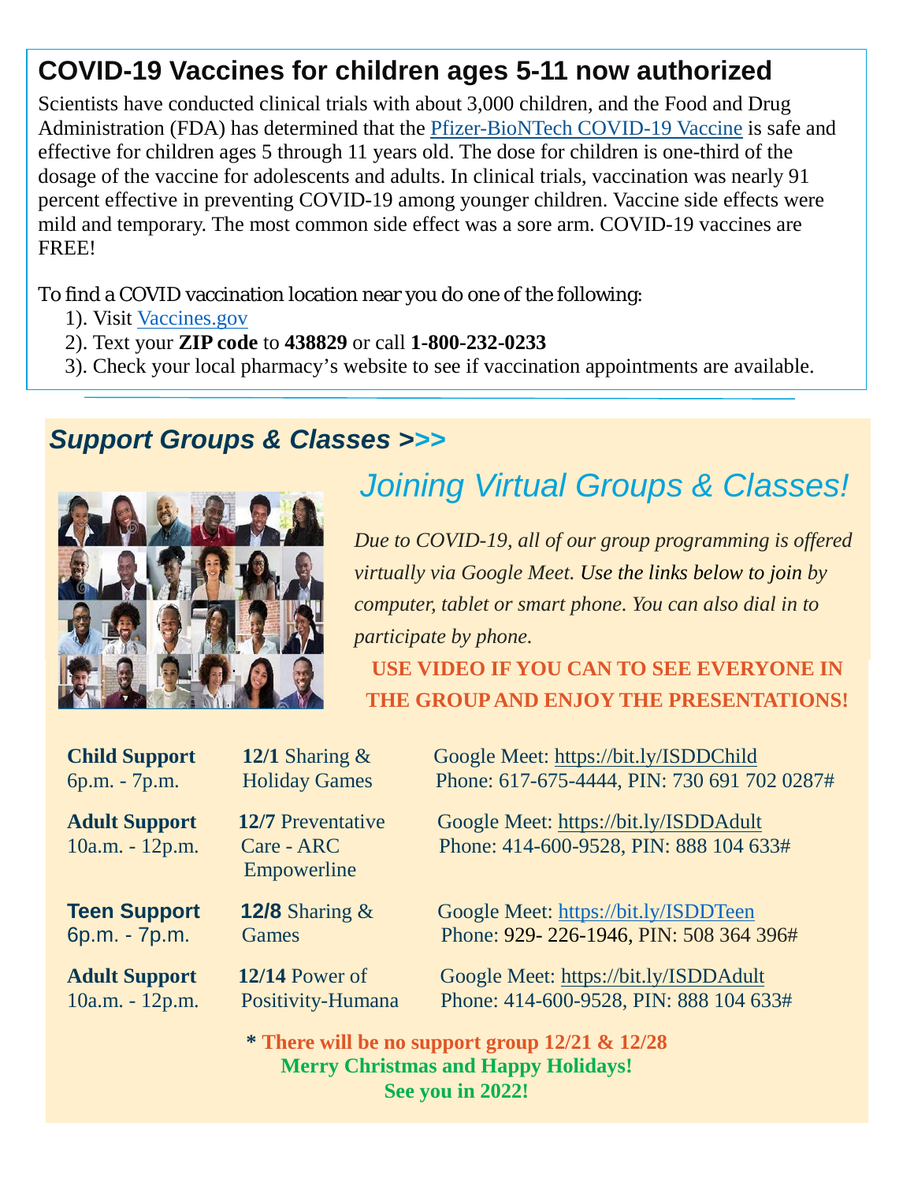## COVID-19 Vaccines for children ages 5-11 now authorized

Scientists have conducted clinical trials with about 3,000 children, and the Food and Drug Administration (FDA) has determined that the Pfizer-BioNTech COVID-19 Vaccine is safe and effective for children ages 5 through 11 years old. The dose for children is one-third of the dosage of the vaccine for adolescents and adults. In clinical trials, vaccination was nearly 91 percent effective in preventing COVID-19 among younger children. Vaccine side effects were mild and temporary. The most common side effect was a sore arm. COVID-19 vaccines are FREE!

To find a COVID vaccination location near you do one of the following:

1). Visit Vaccines.gov
2). Text your **ZIP code** to **438829** or call **1-800-232-0233**
3). Check your local pharmacy's website to see if vaccination appointments are available.

## *Support Groups & Classes >>>*

### Joining Virtual Groups & Classes!

*Due to COVID-19, all of our group programming is offered virtually via Google Meet. Use the links below to join by computer, tablet or smart phone. You can also dial in to participate by phone.*

**USE VIDEO IF YOU CAN TO SEE EVERYONE IN THE GROUP AND ENJOY THE PRESENTATIONS!**

| Group | Session | Access |
|---|---|---|
| **Child Support** 6p.m. - 7p.m. | **12/1** Sharing & Holiday Games | Google Meet: https://bit.ly/ISDDChild Phone: 617-675-4444, PIN: 730 691 702 0287# |
| **Adult Support** 10a.m. - 12p.m. | **12/7** Preventative Care - ARC Empowerline | Google Meet: https://bit.ly/ISDDAdult Phone: 414-600-9528, PIN: 888 104 633# |
| **Teen Support** 6p.m. - 7p.m. | **12/8** Sharing & Games | Google Meet: https://bit.ly/ISDDTeen Phone: 929- 226-1946, PIN: 508 364 396# |
| **Adult Support** 10a.m. - 12p.m. | **12/14** Power of Positivity-Humana | Google Meet: https://bit.ly/ISDDAdult Phone: 414-600-9528, PIN: 888 104 633# |

**\* There will be no support group 12/21 & 12/28**

**Merry Christmas and Happy Holidays!**

**See you in 2022!**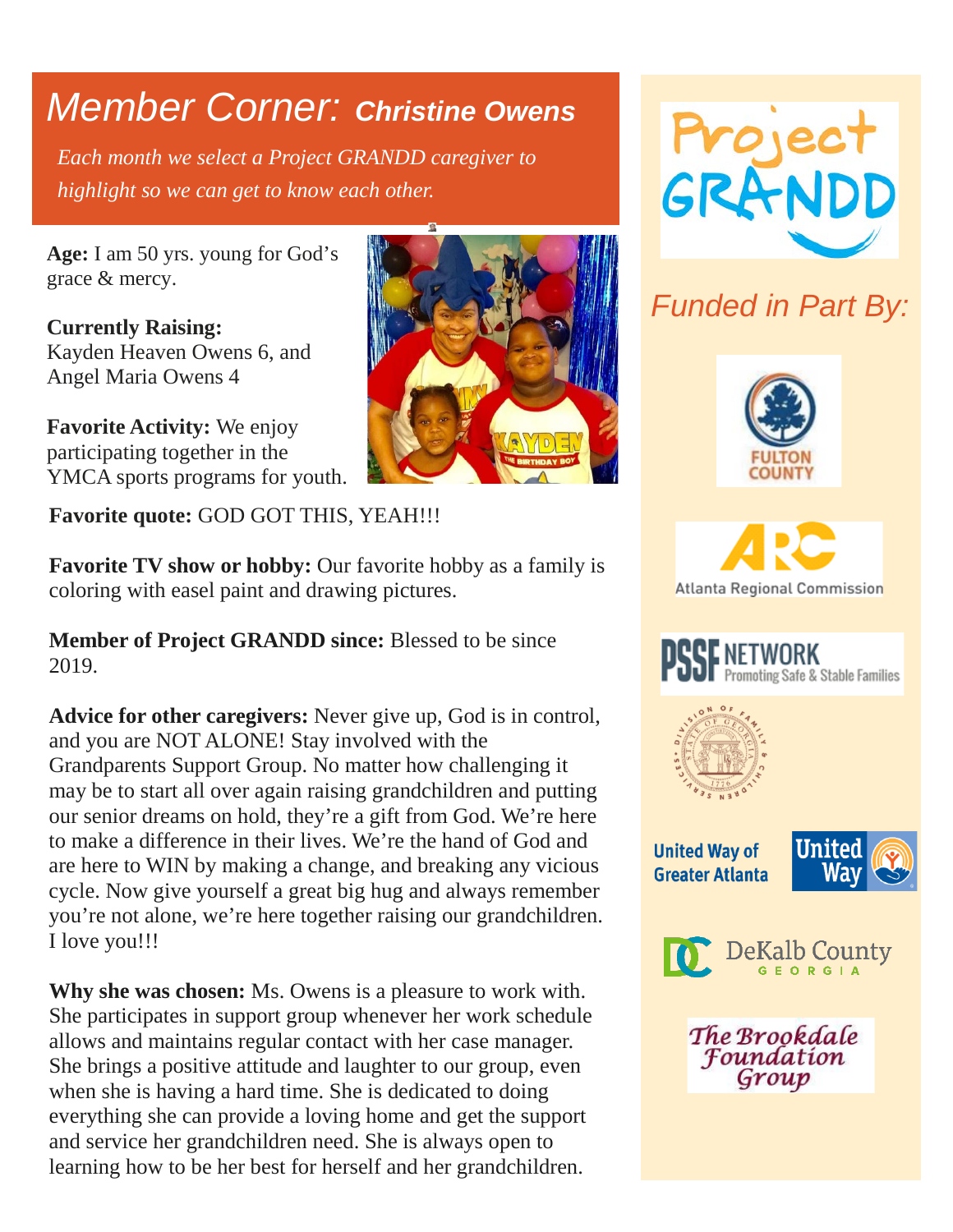# Member Corner: Christine Owens

*Each month we select a Project GRANDD caregiver to highlight so we can get to know each other.*

**Age:** I am 50 yrs. young for God's grace & mercy.

**Currently Raising:** Kayden Heaven Owens 6, and Angel Maria Owens 4

**Favorite Activity:** We enjoy participating together in the YMCA sports programs for youth.

**Favorite quote:** GOD GOT THIS, YEAH!!!

**Favorite TV show or hobby:** Our favorite hobby as a family is coloring with easel paint and drawing pictures.

**Member of Project GRANDD since:** Blessed to be since 2019.

**Advice for other caregivers:** Never give up, God is in control, and you are NOT ALONE! Stay involved with the Grandparents Support Group. No matter how challenging it may be to start all over again raising grandchildren and putting our senior dreams on hold, they're a gift from God. We're here to make a difference in their lives. We're the hand of God and are here to WIN by making a change, and breaking any vicious cycle. Now give yourself a great big hug and always remember you're not alone, we're here together raising our grandchildren. I love you!!!

**Why she was chosen:** Ms. Owens is a pleasure to work with. She participates in support group whenever her work schedule allows and maintains regular contact with her case manager. She brings a positive attitude and laughter to our group, even when she is having a hard time. She is dedicated to doing everything she can provide a loving home and get the support and service her grandchildren need. She is always open to learning how to be her best for herself and her grandchildren.

Project GRANDD

## Funded in Part By:

Fulton County

Atlanta Regional Commission

PSSF Network Promoting Safe & Stable Families

Division of Family & Children Services, State of Georgia

United Way of Greater Atlanta

DeKalb County Georgia

The Brookdale Foundation Group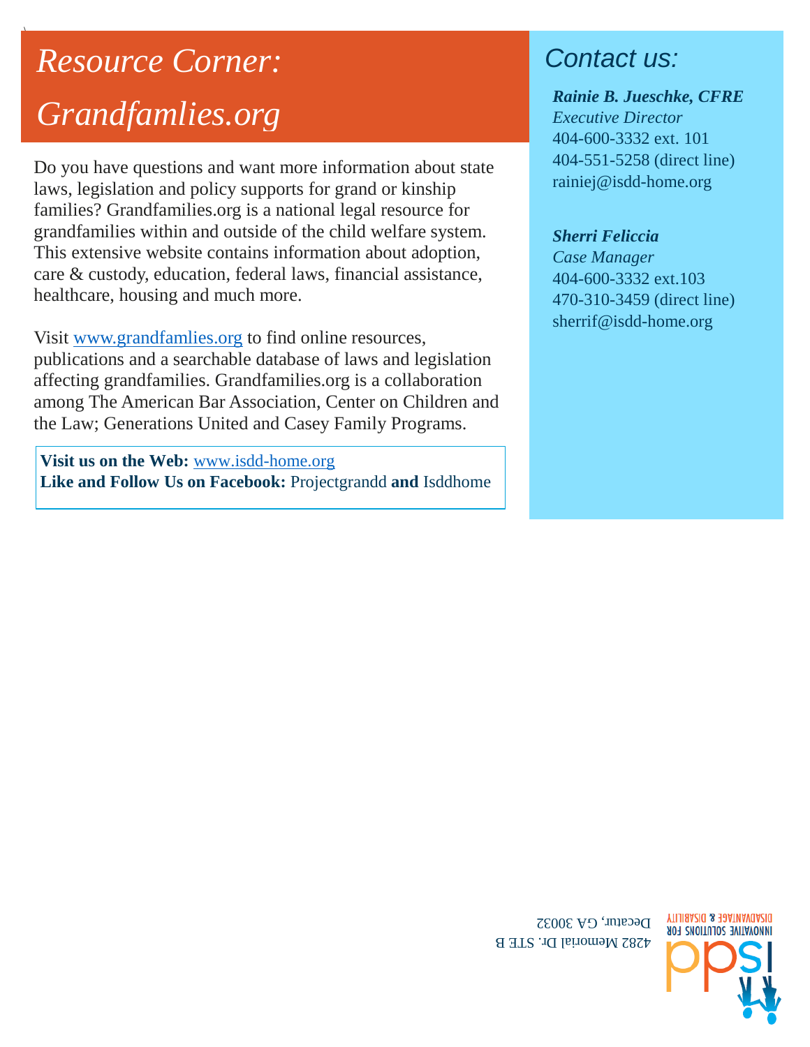# *Resource Corner: Grandfamlies.org*

Do you have questions and want more information about state laws, legislation and policy supports for grand or kinship families? Grandfamilies.org is a national legal resource for grandfamilies within and outside of the child welfare system. This extensive website contains information about adoption, care & custody, education, federal laws, financial assistance, healthcare, housing and much more.

Visit www.grandfamlies.org to find online resources, publications and a searchable database of laws and legislation affecting grandfamilies. Grandfamilies.org is a collaboration among The American Bar Association, Center on Children and the Law; Generations United and Casey Family Programs.

**Visit us on the Web:** www.isdd-home.org
**Like and Follow Us on Facebook:** Projectgrandd **and** Isddhome

## *Contact us:*

***Rainie B. Jueschke, CFRE***
*Executive Director*
404-600-3332 ext. 101
404-551-5258 (direct line)
rainiej@isdd-home.org

***Sherri Feliccia***
*Case Manager*
404-600-3332 ext.103
470-310-3459 (direct line)
sherrif@isdd-home.org

4282 Memorial Dr. STE B
Decatur, GA 30032

isdd
INNOVATIVE SOLUTIONS FOR
DISADVANTAGE & DISABILITY